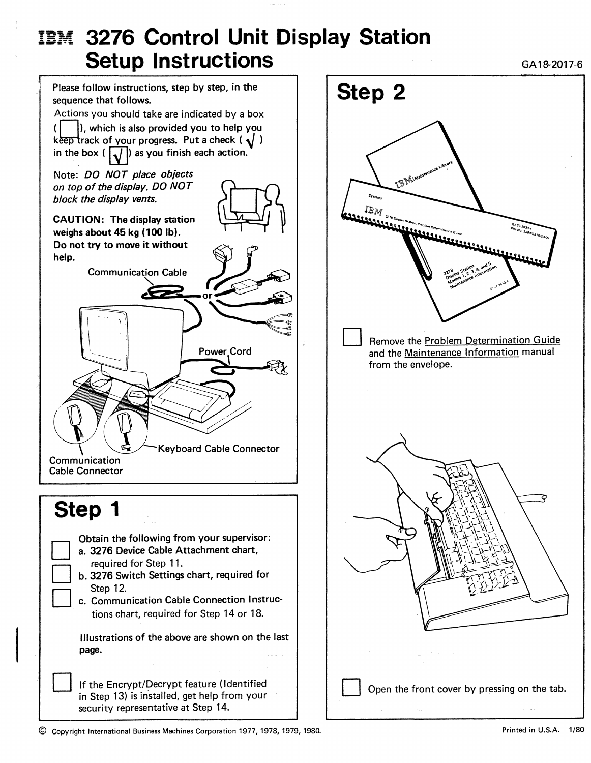# IBM 3276 Control Unit Display Station Setup Instructions

GA18-2017-6

Please follow instructions, step by step, in the sequence that follows.

Actions you should take are indicated by a box ( ☐ ), which is also provided you to help you keep track of your progress. Put a check ( √ ) in the box ( ☑ ) as you finish each action.

Note: *DO NOT place objects on top of the display. DO NOT block the display vents.*

**CAUTION: The display station weighs about 45 kg (100 lb). Do not try to move it without help.**

Communication Cable

or

Power Cord

Keyboard Cable Connector

Communication Cable Connector

## Step 1

☐ Obtain the following from your supervisor:

☐ a. 3276 Device Cable Attachment chart, required for Step 11.

☐ b. 3276 Switch Settings chart, required for Step 12.

☐ c. Communication Cable Connection Instructions chart, required for Step 14 or 18.

Illustrations of the above are shown on the last page.

☐ If the Encrypt/Decrypt feature (Identified in Step 13) is installed, get help from your security representative at Step 14.

## Step 2

☐ Remove the Problem Determination Guide and the Maintenance Information manual from the envelope.

☐ Open the front cover by pressing on the tab.

© Copyright International Business Machines Corporation 1977, 1978, 1979, 1980.

Printed in U.S.A. 1/80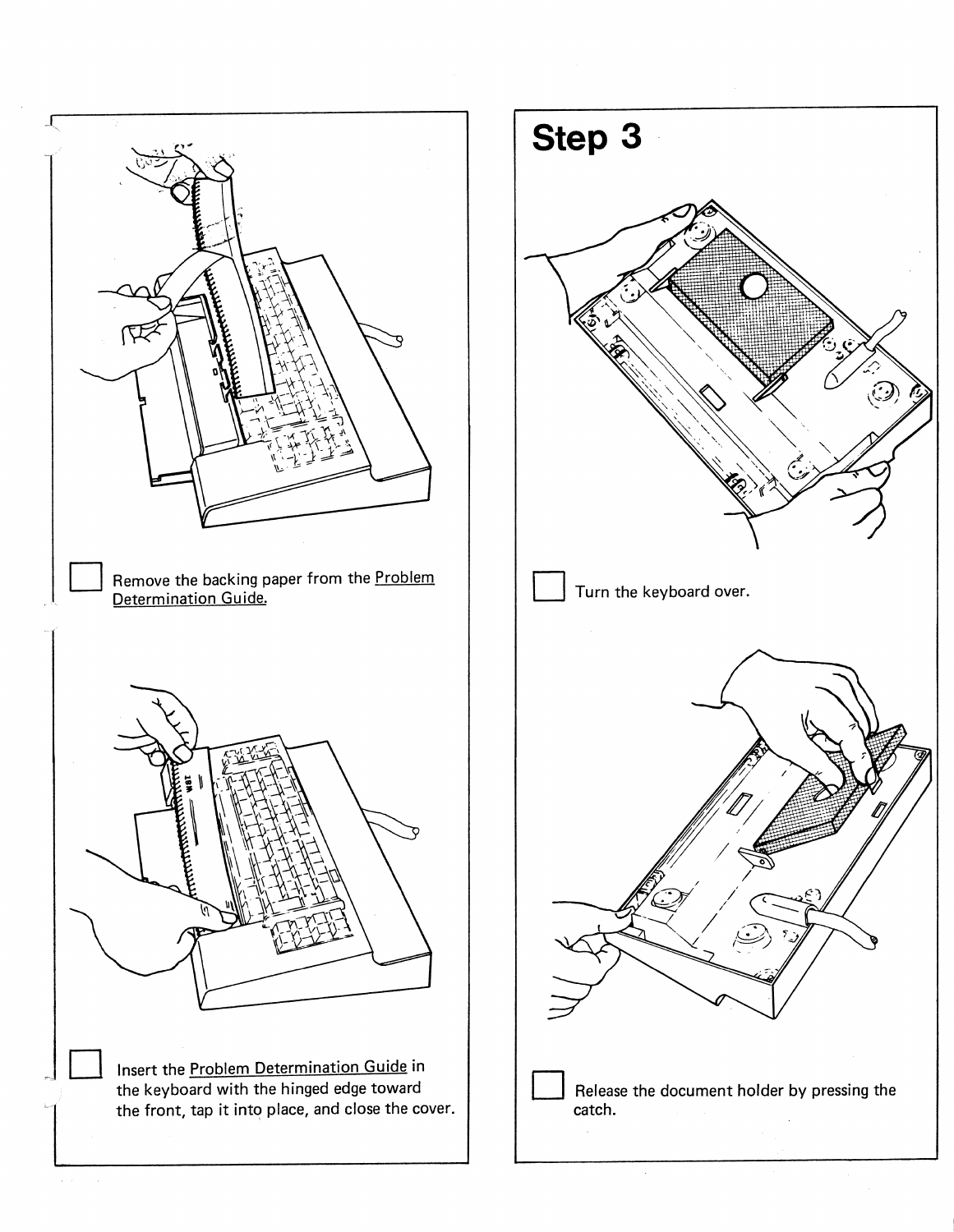☐ Remove the backing paper from the Problem Determination Guide.

☐ Insert the Problem Determination Guide in the keyboard with the hinged edge toward the front, tap it into place, and close the cover.

## Step 3

☐ Turn the keyboard over.

☐ Release the document holder by pressing the catch.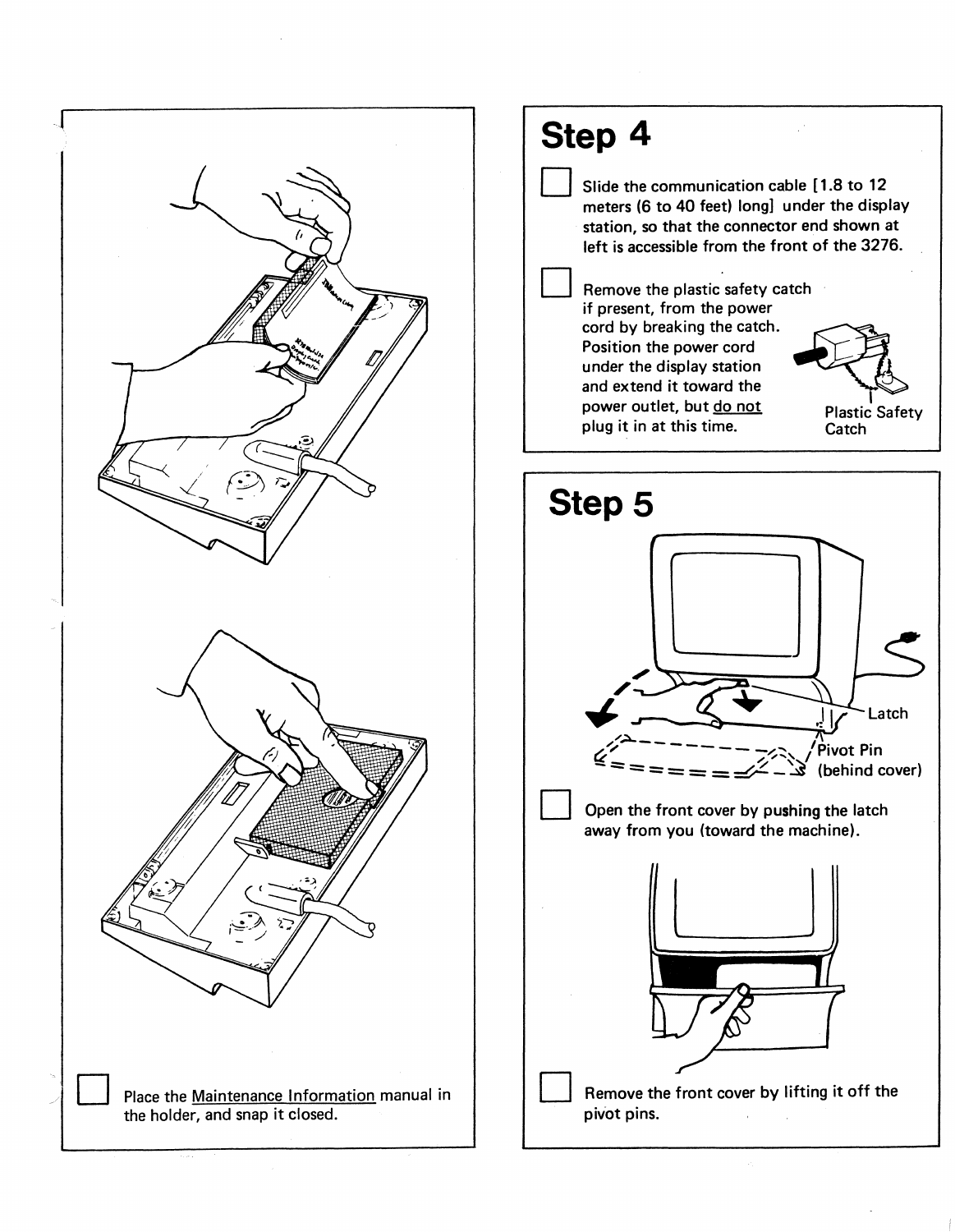☐ Place the Maintenance Information manual in the holder, and snap it closed.

## Step 4

☐ Slide the communication cable [1.8 to 12 meters (6 to 40 feet) long] under the display station, so that the connector end shown at left is accessible from the front of the 3276.

☐ Remove the plastic safety catch if present, from the power cord by breaking the catch. Position the power cord under the display station and extend it toward the power outlet, but do not plug it in at this time.

Plastic Safety Catch

## Step 5

Latch

Pivot Pin (behind cover)

☐ Open the front cover by pushing the latch away from you (toward the machine).

☐ Remove the front cover by lifting it off the pivot pins.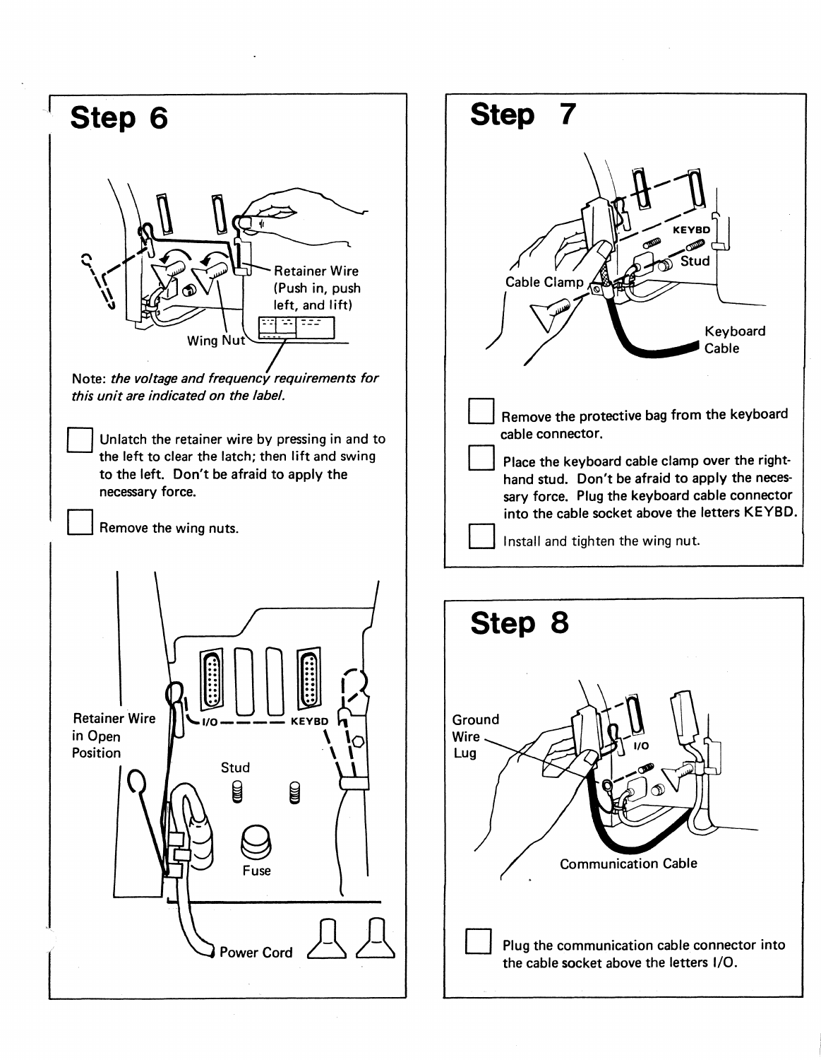## Step 6

Retainer Wire (Push in, push left, and lift)

Wing Nut

Note: *the voltage and frequency requirements for this unit are indicated on the label.*

- [ ] Unlatch the retainer wire by pressing in and to the left to clear the latch; then lift and swing to the left. Don't be afraid to apply the necessary force.
- [ ] Remove the wing nuts.

Retainer Wire in Open Position

I/O

KEYBD

Stud

Fuse

Power Cord

## Step 7

KEYBD

Stud

Cable Clamp

Keyboard Cable

- [ ] Remove the protective bag from the keyboard cable connector.
- [ ] Place the keyboard cable clamp over the right-hand stud. Don't be afraid to apply the necessary force. Plug the keyboard cable connector into the cable socket above the letters KEYBD.
- [ ] Install and tighten the wing nut.

## Step 8

Ground Wire Lug

I/O

Communication Cable

- [ ] Plug the communication cable connector into the cable socket above the letters I/O.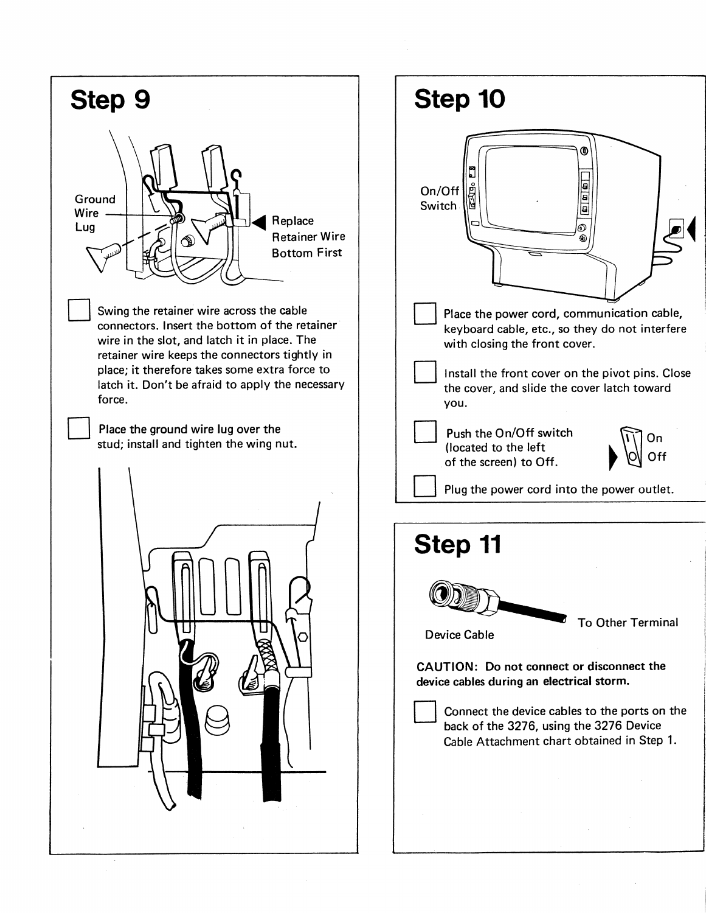## Step 9

Ground Wire Lug

Replace Retainer Wire Bottom First

- [ ] Swing the retainer wire across the cable connectors. Insert the bottom of the retainer wire in the slot, and latch it in place. The retainer wire keeps the connectors tightly in place; it therefore takes some extra force to latch it. Don't be afraid to apply the necessary force.

- [ ] Place the ground wire lug over the stud; install and tighten the wing nut.

## Step 10

On/Off Switch

- [ ] Place the power cord, communication cable, keyboard cable, etc., so they do not interfere with closing the front cover.

- [ ] Install the front cover on the pivot pins. Close the cover, and slide the cover latch toward you.

- [ ] Push the On/Off switch (located to the left of the screen) to Off.

On

Off

- [ ] Plug the power cord into the power outlet.

## Step 11

Device Cable

To Other Terminal

**CAUTION: Do not connect or disconnect the device cables during an electrical storm.**

- [ ] Connect the device cables to the ports on the back of the 3276, using the 3276 Device Cable Attachment chart obtained in Step 1.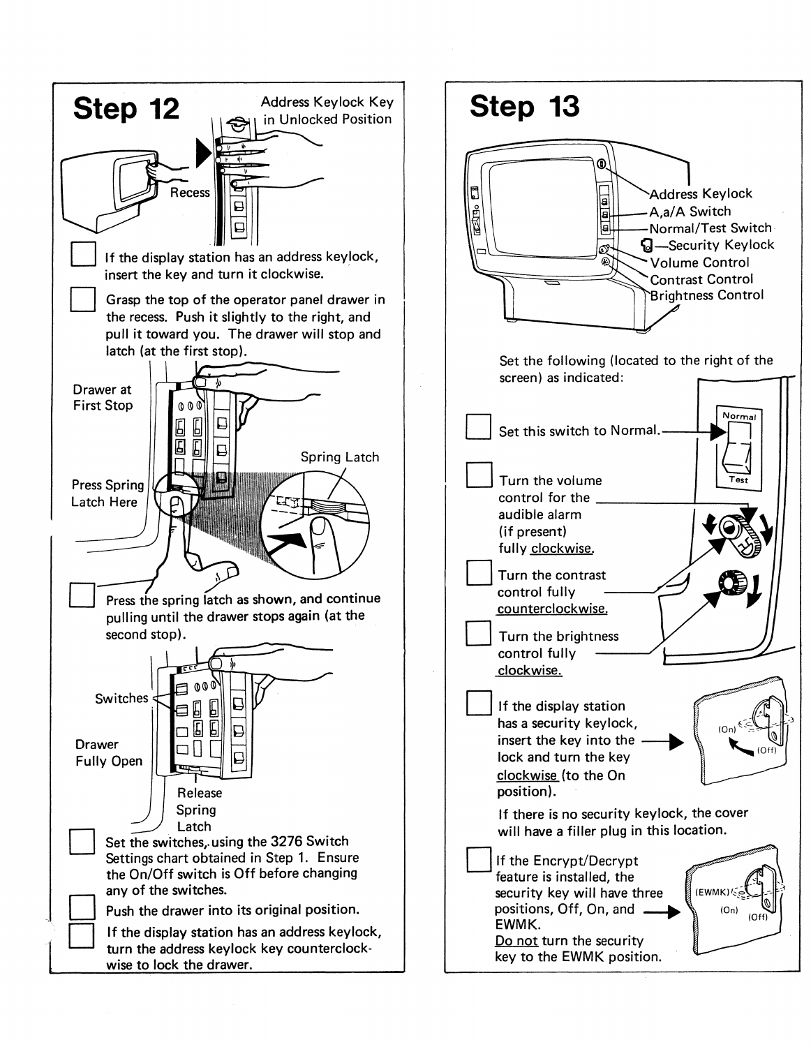## Step 12

Address Keylock Key in Unlocked Position

Recess

- [ ] If the display station has an address keylock, insert the key and turn it clockwise.
- [ ] Grasp the top of the operator panel drawer in the recess. Push it slightly to the right, and pull it toward you. The drawer will stop and latch (at the first stop).

Drawer at First Stop

Spring Latch

Press Spring Latch Here

- [ ] Press the spring latch as shown, and continue pulling until the drawer stops again (at the second stop).

Switches

Drawer Fully Open

Release Spring Latch

- [ ] Set the switches, using the 3276 Switch Settings chart obtained in Step 1. Ensure the On/Off switch is Off before changing any of the switches.
- [ ] Push the drawer into its original position.
- [ ] If the display station has an address keylock, turn the address keylock key counterclockwise to lock the drawer.

## Step 13

Address Keylock
A,a/A Switch
Normal/Test Switch
Security Keylock
Volume Control
Contrast Control
Brightness Control

Set the following (located to the right of the screen) as indicated:

- [ ] Set this switch to Normal.

Normal
Test

- [ ] Turn the volume control for the audible alarm (if present) fully clockwise.
- [ ] Turn the contrast control fully counterclockwise.
- [ ] Turn the brightness control fully clockwise.
- [ ] If the display station has a security keylock, insert the key into the lock and turn the key clockwise (to the On position).

(On) (Off)

If there is no security keylock, the cover will have a filler plug in this location.

- [ ] If the Encrypt/Decrypt feature is installed, the security key will have three positions, Off, On, and EWMK.
Do not turn the security key to the EWMK position.

(EWMK) (On) (Off)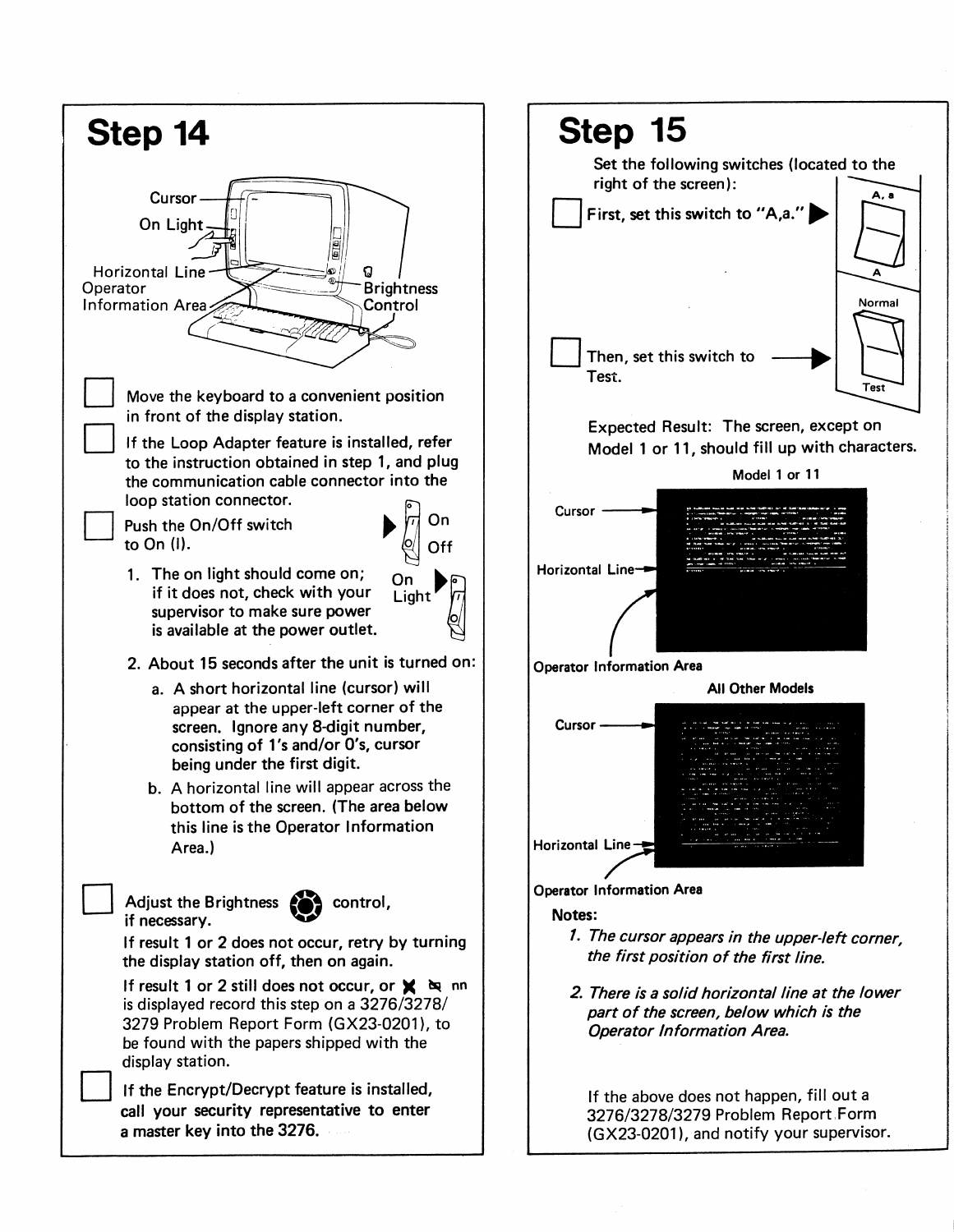# Step 14

Cursor

On Light

Horizontal Line

Operator Information Area

Brightness Control

☐ Move the keyboard to a convenient position in front of the display station.

☐ If the Loop Adapter feature is installed, refer to the instruction obtained in step 1, and plug the communication cable connector into the loop station connector.

☐ Push the On/Off switch to On (I).

On
Off

1. The on light should come on; if it does not, check with your supervisor to make sure power is available at the power outlet.

   On Light

2. About 15 seconds after the unit is turned on:
   a. A short horizontal line (cursor) will appear at the upper-left corner of the screen. Ignore any 8-digit number, consisting of 1's and/or 0's, cursor being under the first digit.
   b. A horizontal line will appear across the bottom of the screen. (The area below this line is the Operator Information Area.)

☐ Adjust the Brightness control, if necessary.

If result 1 or 2 does not occur, retry by turning the display station off, then on again.

If result 1 or 2 still does not occur, or X nn is displayed record this step on a 3276/3278/3279 Problem Report Form (GX23-0201), to be found with the papers shipped with the display station.

☐ If the Encrypt/Decrypt feature is installed, call your security representative to enter a master key into the 3276.

# Step 15

Set the following switches (located to the right of the screen):

☐ First, set this switch to "A,a."

A, a
A

☐ Then, set this switch to Test.

Normal
Test

Expected Result: The screen, except on Model 1 or 11, should fill up with characters.

Model 1 or 11

Cursor

Horizontal Line

Operator Information Area

All Other Models

Cursor

Horizontal Line

Operator Information Area

**Notes:**

1. *The cursor appears in the upper-left corner, the first position of the first line.*
2. *There is a solid horizontal line at the lower part of the screen, below which is the Operator Information Area.*

If the above does not happen, fill out a 3276/3278/3279 Problem Report Form (GX23-0201), and notify your supervisor.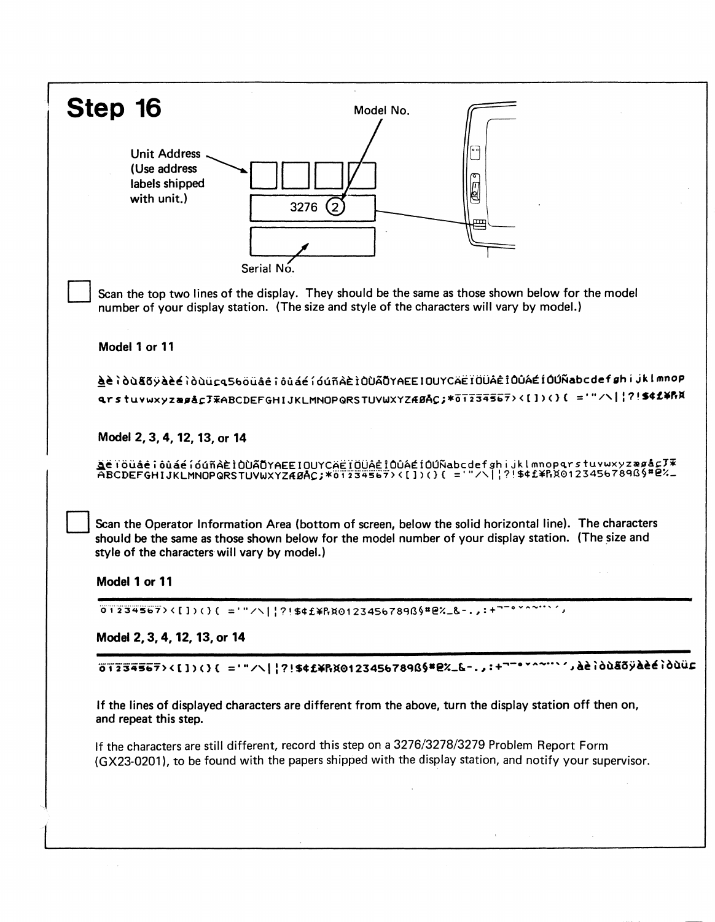# Step 16

Model No.

Unit Address (Use address labels shipped with unit.)

3276 ②

Serial No.

☐ Scan the top two lines of the display. They should be the same as those shown below for the model number of your display station. (The size and style of the characters will vary by model.)

**Model 1 or 11**

àèìòùãõÿàèéìòùüçq56öüâêîôûáéíóúñÀÈÌÒÙÃÕYAEEIOUYCÄËÏÖÜÂÊÎÔÛÁÉÍÓÚÑabcdefghijklmnop
qrstuvwxyzæøåç⅂¥ABCDEFGHIJKLMNOPQRSTUVWXYZÆØÅÇ;*01234567><[])()( ='"/\|¦?!$¢£¥₧¤

**Model 2, 3, 4, 12, 13, or 14**

àèïöüâêîôûáéíóúñÀÈÌÒÙÃÕYAEEIOUYCÄËÏÖÜÂÊÎÔÛÁÉÍÓÚÑabcdefghijklmnopqrstuvwxyzæøåç⅂¥
ABCDEFGHIJKLMNOPQRSTUVWXYZÆØÅÇ;*01234567><[])()( ='"/\|¦?!$¢£¥₧¤0123456789ß§#@%_

☐ Scan the Operator Information Area (bottom of screen, below the solid horizontal line). The characters should be the same as those shown below for the model number of your display station. (The size and style of the characters will vary by model.)

**Model 1 or 11**

01234567><[])()( ='"/\|¦?!$¢£¥₧¤0123456789ß§#@%_&-.,:+¬¯°˘^~¨`´,

**Model 2, 3, 4, 12, 13, or 14**

01234567><[])()( ='"/\|¦?!$¢£¥₧¤0123456789ß§#@%_&-.,:+¬¯°˘^~¨`´,àèìòùãõÿàèéìòùüç

If the lines of displayed characters are different from the above, turn the display station off then on, and repeat this step.

If the characters are still different, record this step on a 3276/3278/3279 Problem Report Form (GX23-0201), to be found with the papers shipped with the display station, and notify your supervisor.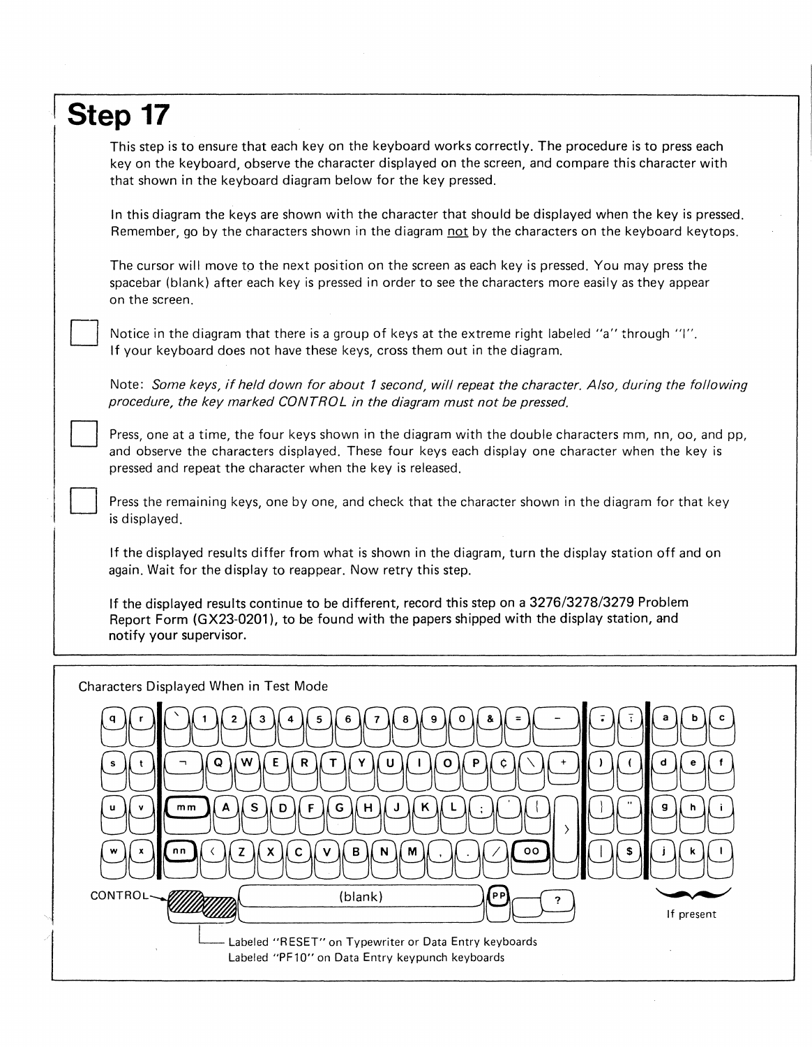# Step 17

This step is to ensure that each key on the keyboard works correctly. The procedure is to press each key on the keyboard, observe the character displayed on the screen, and compare this character with that shown in the keyboard diagram below for the key pressed.

In this diagram the keys are shown with the character that should be displayed when the key is pressed. Remember, go by the characters shown in the diagram not by the characters on the keyboard keytops.

The cursor will move to the next position on the screen as each key is pressed. You may press the spacebar (blank) after each key is pressed in order to see the characters more easily as they appear on the screen.

☐ Notice in the diagram that there is a group of keys at the extreme right labeled "a" through "l". If your keyboard does not have these keys, cross them out in the diagram.

Note: *Some keys, if held down for about 1 second, will repeat the character. Also, during the following procedure, the key marked CONTROL in the diagram must not be pressed.*

☐ Press, one at a time, the four keys shown in the diagram with the double characters mm, nn, oo, and pp, and observe the characters displayed. These four keys each display one character when the key is pressed and repeat the character when the key is released.

☐ Press the remaining keys, one by one, and check that the character shown in the diagram for that key is displayed.

If the displayed results differ from what is shown in the diagram, turn the display station off and on again. Wait for the display to reappear. Now retry this step.

If the displayed results continue to be different, record this step on a 3276/3278/3279 Problem Report Form (GX23-0201), to be found with the papers shipped with the display station, and notify your supervisor.

Characters Displayed When in Test Mode

| | | | | | | | | | | | | | | | | | | | |
|---|---|---|---|---|---|---|---|---|---|---|---|---|---|---|---|---|---|---|---|
| q | r | ` | 1 | 2 | 3 | 4 | 5 | 6 | 7 | 8 | 9 | 0 | & | = | - | ÷ | ⍭ | a | b | c |
| s | t | ¬ | Q | W | E | R | T | Y | U | I | O | P | ¢ | \ | + | ) | ( | d | e | f |
| u | v | mm | A | S | D | F | G | H | J | K | L | ; | ' | { | > | } | " | g | h | i |
| w | x | nn | < | Z | X | C | V | B | N | M | , | . | / | oo | | \| | $ | j | k | l |

CONTROL — (blank) — PP — ?

If present (keys a through l)

Labeled "RESET" on Typewriter or Data Entry keyboards
Labeled "PF10" on Data Entry keypunch keyboards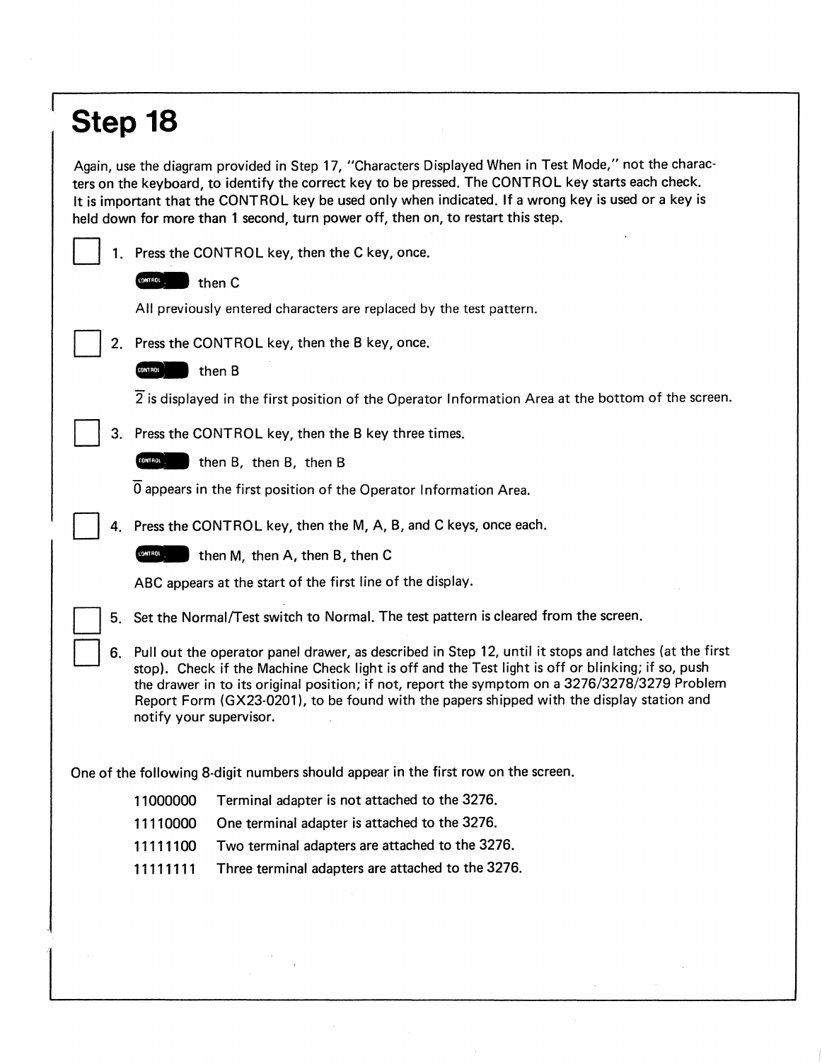# Step 18

Again, use the diagram provided in Step 17, "Characters Displayed When in Test Mode," not the characters on the keyboard, to identify the correct key to be pressed. The CONTROL key starts each check. It is important that the CONTROL key be used only when indicated. If a wrong key is used or a key is held down for more than 1 second, turn power off, then on, to restart this step.

☐ 1. Press the CONTROL key, then the C key, once.

CONTROL then C

All previously entered characters are replaced by the test pattern.

☐ 2. Press the CONTROL key, then the B key, once.

CONTROL then B

$\overline{2}$ is displayed in the first position of the Operator Information Area at the bottom of the screen.

☐ 3. Press the CONTROL key, then the B key three times.

CONTROL then B, then B, then B

$\overline{0}$ appears in the first position of the Operator Information Area.

☐ 4. Press the CONTROL key, then the M, A, B, and C keys, once each.

CONTROL then M, then A, then B, then C

ABC appears at the start of the first line of the display.

☐ 5. Set the Normal/Test switch to Normal. The test pattern is cleared from the screen.

☐ 6. Pull out the operator panel drawer, as described in Step 12, until it stops and latches (at the first stop). Check if the Machine Check light is off and the Test light is off or blinking; if so, push the drawer in to its original position; if not, report the symptom on a 3276/3278/3279 Problem Report Form (GX23-0201), to be found with the papers shipped with the display station and notify your supervisor.

One of the following 8-digit numbers should appear in the first row on the screen.

11000000 Terminal adapter is not attached to the 3276.

11110000 One terminal adapter is attached to the 3276.

11111100 Two terminal adapters are attached to the 3276.

11111111 Three terminal adapters are attached to the 3276.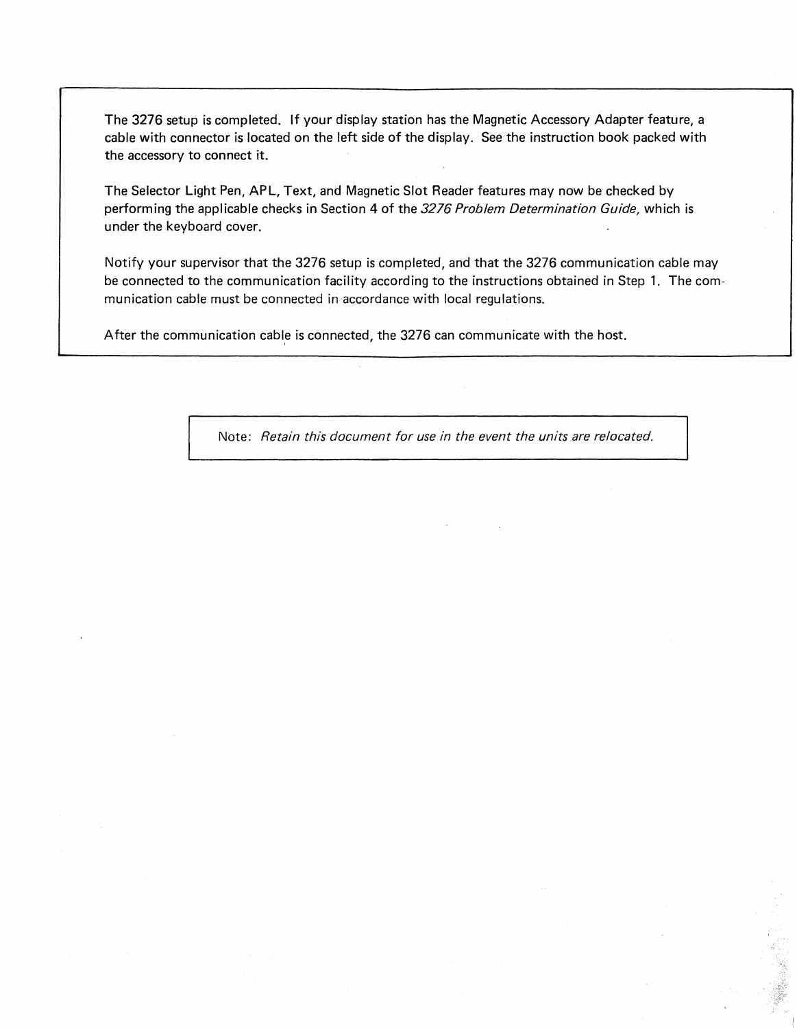The 3276 setup is completed. If your display station has the Magnetic Accessory Adapter feature, a cable with connector is located on the left side of the display. See the instruction book packed with the accessory to connect it.

The Selector Light Pen, APL, Text, and Magnetic Slot Reader features may now be checked by performing the applicable checks in Section 4 of the *3276 Problem Determination Guide,* which is under the keyboard cover.

Notify your supervisor that the 3276 setup is completed, and that the 3276 communication cable may be connected to the communication facility according to the instructions obtained in Step 1. The communication cable must be connected in accordance with local regulations.

After the communication cable is connected, the 3276 can communicate with the host.

Note: *Retain this document for use in the event the units are relocated.*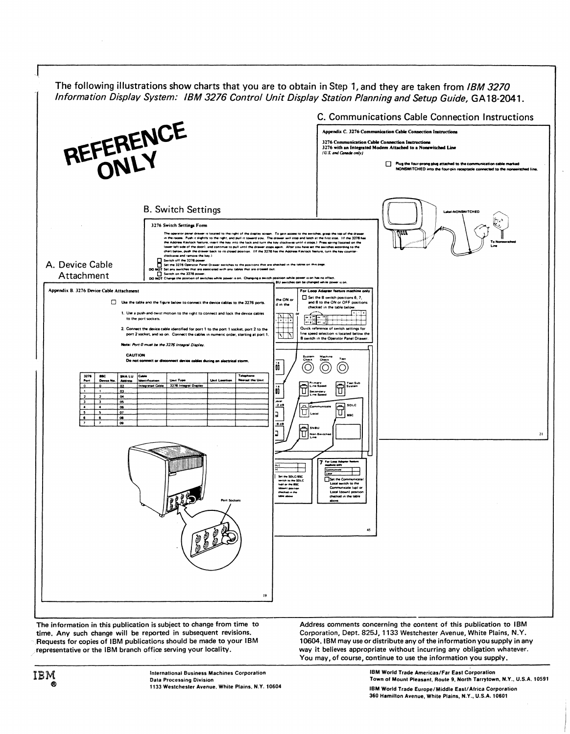The following illustrations show charts that you are to obtain in Step 1, and they are taken from *IBM 3270 Information Display System: IBM 3276 Control Unit Display Station Planning and Setup Guide*, GA18-2041.

REFERENCE ONLY

C. Communications Cable Connection Instructions

**Appendix C. 3276 Communication Cable Connection Instructions**

**3276 Communication Cable Connection Instructions**
**3276 with an Integrated Modem Attached to a Nonswitched Line**
*(U.S. and Canada only)*

☐ Plug the four-prong plug attached to the communication cable marked NONSWITCHED into the four-pin receptacle connected to the nonswitched line.

Label–NONSWITCHED

To Nonswitched Line

B. Switch Settings

**3276 Switch Settings Form**

The operator panel drawer is located to the right of the display screen. To gain access to the switches, grasp the top of the drawer in the recess. Push it slightly to the right, and pull it toward you. The drawer will stop and latch at the first stop. (If the 3276 has the Address Keylock feature, insert the key into the lock and turn the key clockwise until it stops.) Press spring (located on the lower left side of the door), and continue to pull until the drawer stops again. After you have set the switches according to the chart below, push the drawer back to its closed position. (If the 3276 has the Address Keylock feature, turn the key counter-clockwise and remove the key.)

☐ Switch off the 3276 power.
☐ Set the 3276 Operator Panel Drawer switches to the positions that are checked in the tables on this page.
**DO NOT** Set any switches that are associated with any tables that are crossed out.
☐ Switch on the 3276 power.
**DO NOT** Change the position of switches while power is on. Changing a switch position while power is on has no effect.
... BU switches can be changed while power is on.

For Loop Adapter feature machine only
☐ Set the B switch positions 6, 7, and 8 to the ON or OFF positions checked in the table below.

Quick reference of switch settings for line speed selection is located below the B switch in the Operator Panel Drawer.

System Check — Machine Check — Test

Primary Line Speed / Secondary Line Speed — Test Sub System

Communicate / Local — SDLC / BSC

SNBU / Non-Switched Line

Set the SDLC/BSC switch to the SDLC (up) or the BSC (down) position checked in the table above

7 For Loop Adapter feature machine only — Communicate / Local
☐ Set the Communicate/Local switch to the Communicate (up) or Local (down) position checked in the table above.

A. Device Cable Attachment

**Appendix B. 3276 Device Cable Attachment**

☐ Use the table and the figure below to connect the device cables to the 3276 ports.

1. Use a push-and-twist motion to the right to connect and lock the device cables to the port sockets.
2. Connect the device cable identified for port 1 to the port 1 socket, port 2 to the port 2 socket, and so on. Connect the cables in numeric order, starting at port 1.

**Note:** *Port 0 must be the 3276 Integral Display.*

**CAUTION**
**Do not connect or disconnect device cables during an electrical storm.**

| 3276 Port | BSC Device No. | SNA LU Address | Cable Identification | Unit Type | Unit Location | Telephone Nearest the Unit |
|---|---|---|---|---|---|---|
| 0 | 0 | 02 | Integrated Cable | 3276 Integral Display | | |
| 1 | 1 | 03 | | | | |
| 2 | 2 | 04 | | | | |
| 3 | 3 | 05 | | | | |
| 4 | 4 | 06 | | | | |
| 5 | 5 | 07 | | | | |
| 6 | 6 | 08 | | | | |
| 7 | 7 | 09 | | | | |

Port Sockets

The information in this publication is subject to change from time to time. Any such change will be reported in subsequent revisions. Requests for copies of IBM publications should be made to your IBM representative or the IBM branch office serving your locality.

Address comments concerning the content of this publication to IBM Corporation, Dept. 825J, 1133 Westchester Avenue, White Plains, N.Y. 10604. IBM may use or distribute any of the information you supply in any way it believes appropriate without incurring any obligation whatever. You may, of course, continue to use the information you supply.

IBM®

International Business Machines Corporation
Data Processing Division
1133 Westchester Avenue, White Plains, N.Y. 10604

IBM World Trade Americas/Far East Corporation
Town of Mount Pleasant, Route 9, North Tarrytown, N.Y., U.S.A. 10591

IBM World Trade Europe/Middle East/Africa Corporation
360 Hamilton Avenue, White Plains, N.Y., U.S.A. 10601